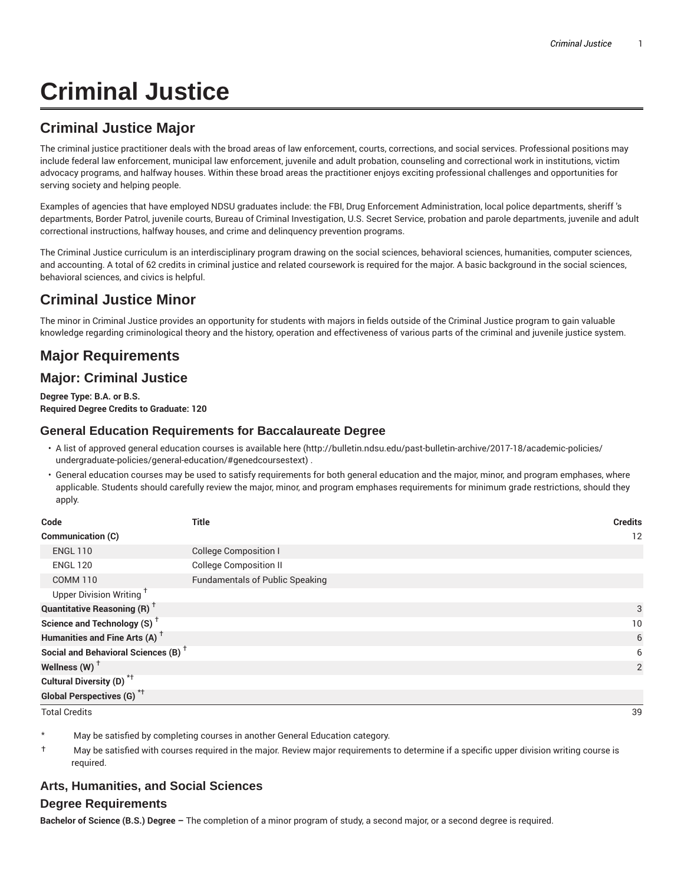# Criminal Justice

## Criminal Justice Major

The criminal justice practitioner deals with the broad areas of law enforcement, courts, corrections, and social services. Professional positions may include federal law enforcement, municipal law enforcement, juvenile and adult probation, counseling and correctional work in institutions, victim advocacy programs, and halfway houses. Within these broad areas the practitioner enjoys exciting professional challenges and opportunities for serving society and helping people.

Examples of agencies that have employed NDSU graduates include: the FBI, Drug Enforcement Administration, local police departments, sheriff 's departments, Border Patrol, juvenile courts, Bureau of Criminal Investigation, U.S. Secret Service, probation and parole departments, juvenile and adult correctional instructions, halfway houses, and crime and delinquency prevention programs.

The Criminal Justice curriculum is an interdisciplinary program drawing on the social sciences, behavioral sciences, humanities, computer sciences, and accounting. A total of 62 credits in criminal justice and related coursework is required for the major. A basic background in the social sciences, behavioral sciences, and civics is helpful.

## Criminal Justice Minor

The minor in Criminal Justice provides an opportunity for students with majors in fields outside of the Criminal Justice program to gain valuable knowledge regarding criminological theory and the history, operation and effectiveness of various parts of the criminal and juvenile justice system.

## Major Requirements

## Major: Criminal Justice

**Degree Type: B.A. or B.S.**
**Required Degree Credits to Graduate: 120**

### General Education Requirements for Baccalaureate Degree

- A list of approved general education courses is available here (http://bulletin.ndsu.edu/past-bulletin-archive/2017-18/academic-policies/undergraduate-policies/general-education/#genedcoursestext) .
- General education courses may be used to satisfy requirements for both general education and the major, minor, and program emphases, where applicable. Students should carefully review the major, minor, and program emphases requirements for minimum grade restrictions, should they apply.

| Code | Title | Credits |
|---|---|---|
| **Communication (C)** | | 12 |
| ENGL 110 | College Composition I | |
| ENGL 120 | College Composition II | |
| COMM 110 | Fundamentals of Public Speaking | |
| Upper Division Writing † | | |
| **Quantitative Reasoning (R) †** | | 3 |
| **Science and Technology (S) †** | | 10 |
| **Humanities and Fine Arts (A) †** | | 6 |
| **Social and Behavioral Sciences (B) †** | | 6 |
| **Wellness (W) †** | | 2 |
| **Cultural Diversity (D) *†** | | |
| **Global Perspectives (G) *†** | | |
| Total Credits | | 39 |

\* May be satisfied by completing courses in another General Education category.

† May be satisfied with courses required in the major. Review major requirements to determine if a specific upper division writing course is required.

### Arts, Humanities, and Social Sciences

### Degree Requirements

**Bachelor of Science (B.S.) Degree –** The completion of a minor program of study, a second major, or a second degree is required.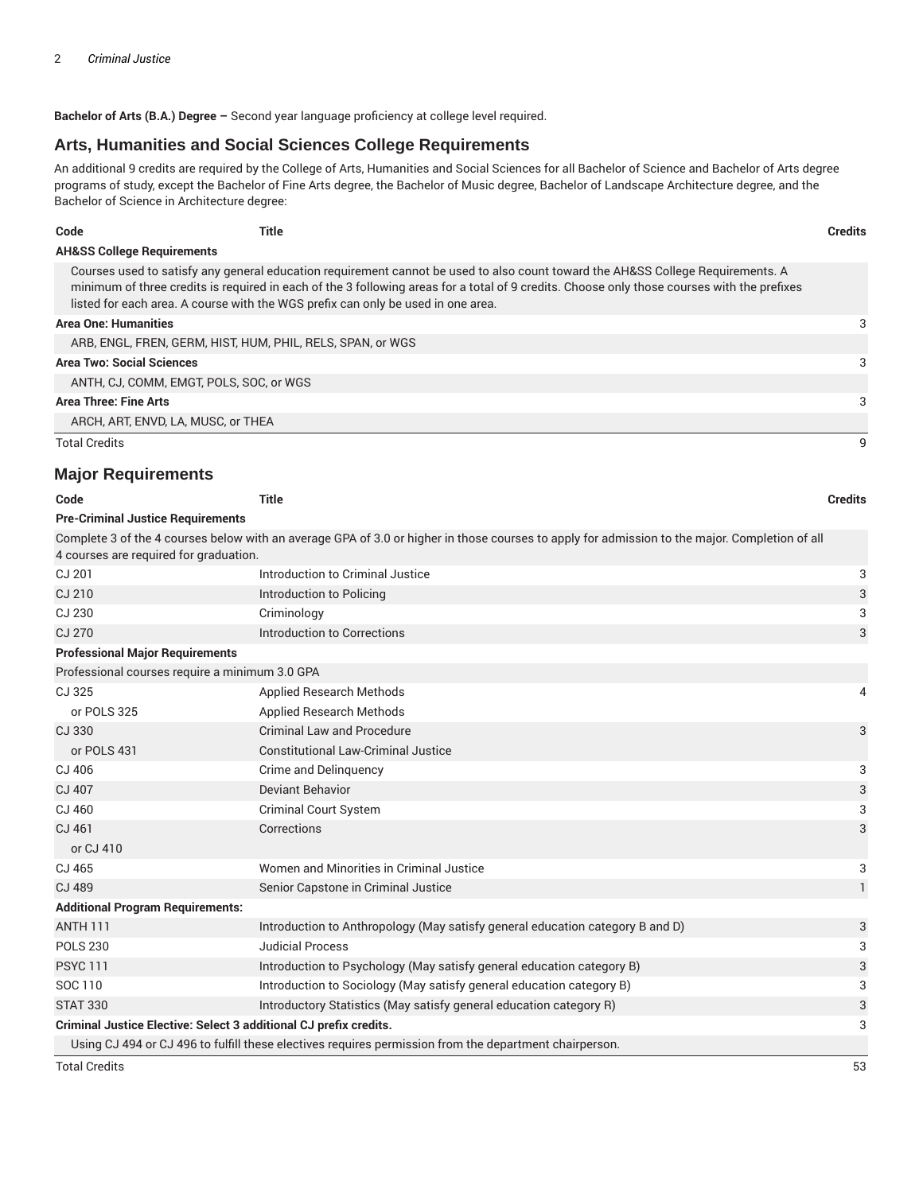**Bachelor of Arts (B.A.) Degree –** Second year language proficiency at college level required.

## Arts, Humanities and Social Sciences College Requirements

An additional 9 credits are required by the College of Arts, Humanities and Social Sciences for all Bachelor of Science and Bachelor of Arts degree programs of study, except the Bachelor of Fine Arts degree, the Bachelor of Music degree, Bachelor of Landscape Architecture degree, and the Bachelor of Science in Architecture degree:

| Code | Title | Credits |
|---|---|---|
| **AH&SS College Requirements** | | |
| Courses used to satisfy any general education requirement cannot be used to also count toward the AH&SS College Requirements. A minimum of three credits is required in each of the 3 following areas for a total of 9 credits. Choose only those courses with the prefixes listed for each area. A course with the WGS prefix can only be used in one area. | | |
| **Area One: Humanities** | | 3 |
| ARB, ENGL, FREN, GERM, HIST, HUM, PHIL, RELS, SPAN, or WGS | | |
| **Area Two: Social Sciences** | | 3 |
| ANTH, CJ, COMM, EMGT, POLS, SOC, or WGS | | |
| **Area Three: Fine Arts** | | 3 |
| ARCH, ART, ENVD, LA, MUSC, or THEA | | |
| Total Credits | | 9 |

## Major Requirements

| Code | Title | Credits |
|---|---|---|
| **Pre-Criminal Justice Requirements** | | |
| Complete 3 of the 4 courses below with an average GPA of 3.0 or higher in those courses to apply for admission to the major. Completion of all 4 courses are required for graduation. | | |
| CJ 201 | Introduction to Criminal Justice | 3 |
| CJ 210 | Introduction to Policing | 3 |
| CJ 230 | Criminology | 3 |
| CJ 270 | Introduction to Corrections | 3 |
| **Professional Major Requirements** | | |
| Professional courses require a minimum 3.0 GPA | | |
| CJ 325 | Applied Research Methods | 4 |
| or POLS 325 | Applied Research Methods | |
| CJ 330 | Criminal Law and Procedure | 3 |
| or POLS 431 | Constitutional Law-Criminal Justice | |
| CJ 406 | Crime and Delinquency | 3 |
| CJ 407 | Deviant Behavior | 3 |
| CJ 460 | Criminal Court System | 3 |
| CJ 461 | Corrections | 3 |
| or CJ 410 | | |
| CJ 465 | Women and Minorities in Criminal Justice | 3 |
| CJ 489 | Senior Capstone in Criminal Justice | 1 |
| **Additional Program Requirements:** | | |
| ANTH 111 | Introduction to Anthropology (May satisfy general education category B and D) | 3 |
| POLS 230 | Judicial Process | 3 |
| PSYC 111 | Introduction to Psychology (May satisfy general education category B) | 3 |
| SOC 110 | Introduction to Sociology (May satisfy general education category B) | 3 |
| STAT 330 | Introductory Statistics (May satisfy general education category R) | 3 |
| **Criminal Justice Elective: Select 3 additional CJ prefix credits.** | | 3 |
| Using CJ 494 or CJ 496 to fulfill these electives requires permission from the department chairperson. | | |
| Total Credits | | 53 |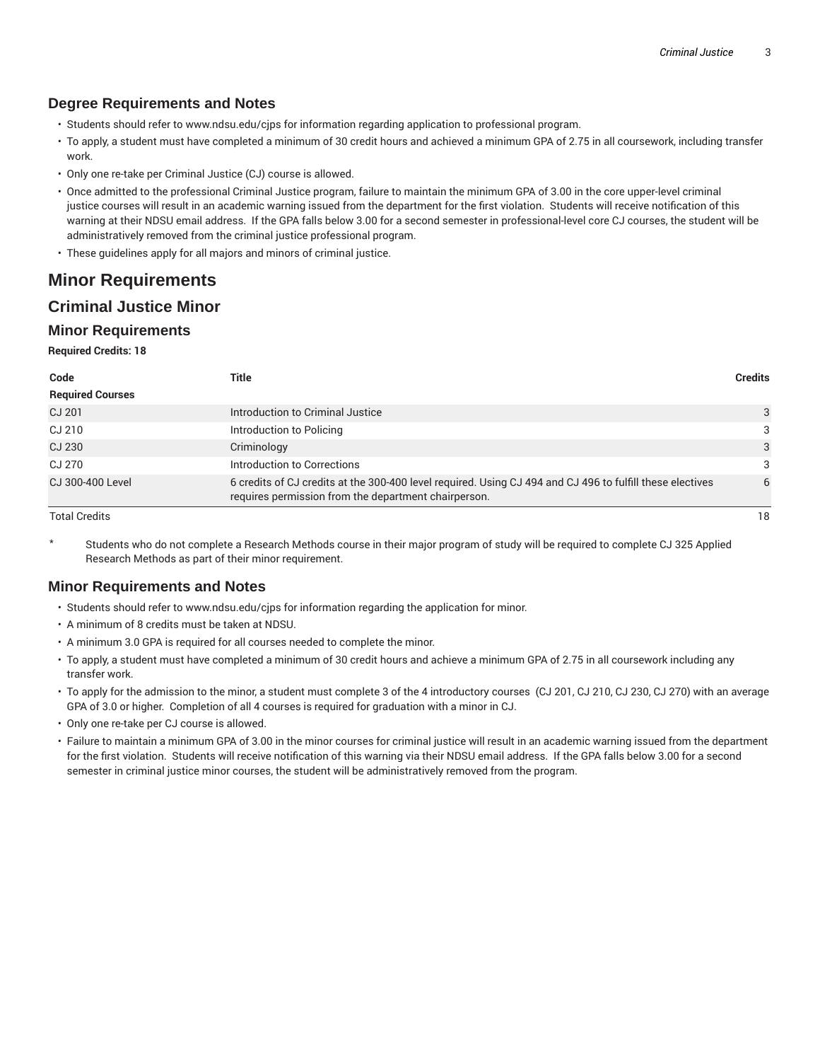### Degree Requirements and Notes

- Students should refer to www.ndsu.edu/cjps for information regarding application to professional program.
- To apply, a student must have completed a minimum of 30 credit hours and achieved a minimum GPA of 2.75 in all coursework, including transfer work.
- Only one re-take per Criminal Justice (CJ) course is allowed.
- Once admitted to the professional Criminal Justice program, failure to maintain the minimum GPA of 3.00 in the core upper-level criminal justice courses will result in an academic warning issued from the department for the first violation. Students will receive notification of this warning at their NDSU email address. If the GPA falls below 3.00 for a second semester in professional-level core CJ courses, the student will be administratively removed from the criminal justice professional program.
- These guidelines apply for all majors and minors of criminal justice.

# Minor Requirements

## Criminal Justice Minor

### Minor Requirements

**Required Credits: 18**

| Code | Title | Credits |
|---|---|---|
| **Required Courses** | | |
| CJ 201 | Introduction to Criminal Justice | 3 |
| CJ 210 | Introduction to Policing | 3 |
| CJ 230 | Criminology | 3 |
| CJ 270 | Introduction to Corrections | 3 |
| CJ 300-400 Level | 6 credits of CJ credits at the 300-400 level required. Using CJ 494 and CJ 496 to fulfill these electives requires permission from the department chairperson. | 6 |
| Total Credits | | 18 |

\* Students who do not complete a Research Methods course in their major program of study will be required to complete CJ 325 Applied Research Methods as part of their minor requirement.

### Minor Requirements and Notes

- Students should refer to www.ndsu.edu/cjps for information regarding the application for minor.
- A minimum of 8 credits must be taken at NDSU.
- A minimum 3.0 GPA is required for all courses needed to complete the minor.
- To apply, a student must have completed a minimum of 30 credit hours and achieve a minimum GPA of 2.75 in all coursework including any transfer work.
- To apply for the admission to the minor, a student must complete 3 of the 4 introductory courses (CJ 201, CJ 210, CJ 230, CJ 270) with an average GPA of 3.0 or higher. Completion of all 4 courses is required for graduation with a minor in CJ.
- Only one re-take per CJ course is allowed.
- Failure to maintain a minimum GPA of 3.00 in the minor courses for criminal justice will result in an academic warning issued from the department for the first violation. Students will receive notification of this warning via their NDSU email address. If the GPA falls below 3.00 for a second semester in criminal justice minor courses, the student will be administratively removed from the program.